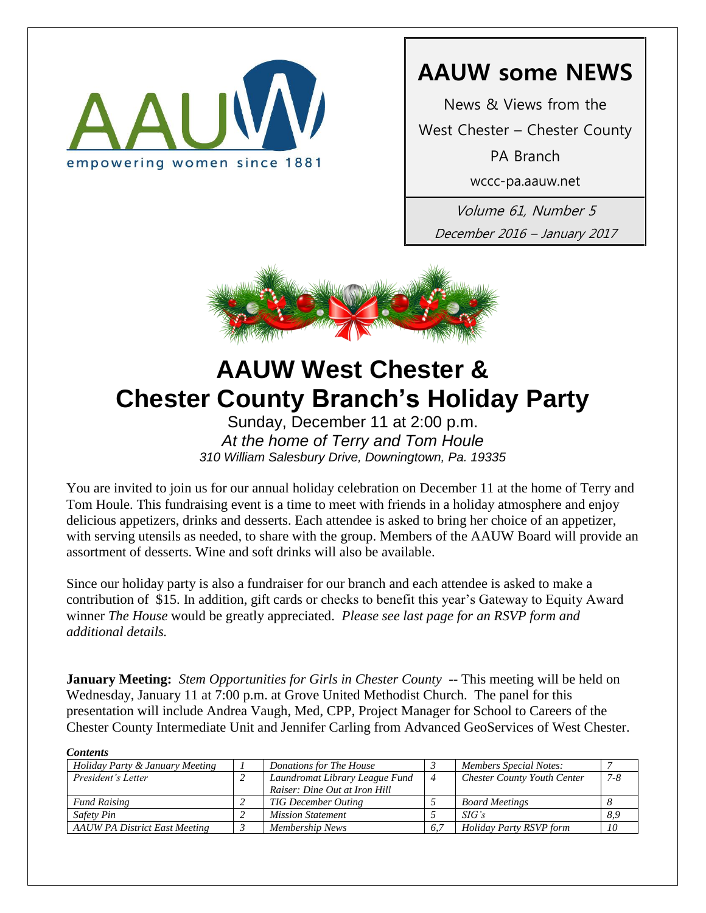AAUW empowering women since 1881

# AAUW some NEWS

News & Views from the West Chester – Chester County PA Branch

wccc-pa.aauw.net

*Volume 61, Number 5*

*December 2016 – January 2017*

# AAUW West Chester & Chester County Branch's Holiday Party

Sunday, December 11 at 2:00 p.m.

*At the home of Terry and Tom Houle*

*310 William Salesbury Drive, Downingtown, Pa. 19335*

You are invited to join us for our annual holiday celebration on December 11 at the home of Terry and Tom Houle. This fundraising event is a time to meet with friends in a holiday atmosphere and enjoy delicious appetizers, drinks and desserts. Each attendee is asked to bring her choice of an appetizer, with serving utensils as needed, to share with the group. Members of the AAUW Board will provide an assortment of desserts. Wine and soft drinks will also be available.

Since our holiday party is also a fundraiser for our branch and each attendee is asked to make a contribution of $15. In addition, gift cards or checks to benefit this year's Gateway to Equity Award winner *The House* would be greatly appreciated. *Please see last page for an RSVP form and additional details.*

**January Meeting:** *Stem Opportunities for Girls in Chester County* -- This meeting will be held on Wednesday, January 11 at 7:00 p.m. at Grove United Methodist Church. The panel for this presentation will include Andrea Vaugh, Med, CPP, Project Manager for School to Careers of the Chester County Intermediate Unit and Jennifer Carling from Advanced GeoServices of West Chester.

***Contents***

| | | | | | |
|---|---|---|---|---|---|
| *Holiday Party & January Meeting* | *1* | *Donations for The House* | *3* | *Members Special Notes:* | *7* |
| *President's Letter* | *2* | *Laundromat Library League Fund Raiser: Dine Out at Iron Hill* | *4* | *Chester County Youth Center* | *7-8* |
| *Fund Raising* | *2* | *TIG December Outing* | *5* | *Board Meetings* | *8* |
| *Safety Pin* | *2* | *Mission Statement* | *5* | *SIG's* | *8,9* |
| *AAUW PA District East Meeting* | *3* | *Membership News* | *6,7* | *Holiday Party RSVP form* | *10* |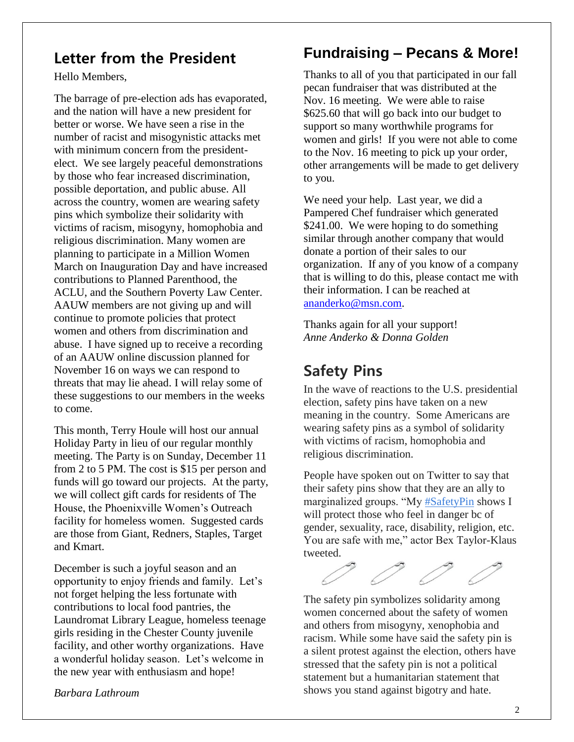## Letter from the President

Hello Members,

The barrage of pre-election ads has evaporated, and the nation will have a new president for better or worse. We have seen a rise in the number of racist and misogynistic attacks met with minimum concern from the president-elect. We see largely peaceful demonstrations by those who fear increased discrimination, possible deportation, and public abuse. All across the country, women are wearing safety pins which symbolize their solidarity with victims of racism, misogyny, homophobia and religious discrimination. Many women are planning to participate in a Million Women March on Inauguration Day and have increased contributions to Planned Parenthood, the ACLU, and the Southern Poverty Law Center. AAUW members are not giving up and will continue to promote policies that protect women and others from discrimination and abuse. I have signed up to receive a recording of an AAUW online discussion planned for November 16 on ways we can respond to threats that may lie ahead. I will relay some of these suggestions to our members in the weeks to come.

This month, Terry Houle will host our annual Holiday Party in lieu of our regular monthly meeting. The Party is on Sunday, December 11 from 2 to 5 PM. The cost is $15 per person and funds will go toward our projects. At the party, we will collect gift cards for residents of The House, the Phoenixville Women's Outreach facility for homeless women. Suggested cards are those from Giant, Redners, Staples, Target and Kmart.

December is such a joyful season and an opportunity to enjoy friends and family. Let's not forget helping the less fortunate with contributions to local food pantries, the Laundromat Library League, homeless teenage girls residing in the Chester County juvenile facility, and other worthy organizations. Have a wonderful holiday season. Let's welcome in the new year with enthusiasm and hope!

*Barbara Lathroum*

## Fundraising – Pecans & More!

Thanks to all of you that participated in our fall pecan fundraiser that was distributed at the Nov. 16 meeting. We were able to raise $625.60 that will go back into our budget to support so many worthwhile programs for women and girls! If you were not able to come to the Nov. 16 meeting to pick up your order, other arrangements will be made to get delivery to you.

We need your help. Last year, we did a Pampered Chef fundraiser which generated $241.00. We were hoping to do something similar through another company that would donate a portion of their sales to our organization. If any of you know of a company that is willing to do this, please contact me with their information. I can be reached at ananderko@msn.com.

Thanks again for all your support!
*Anne Anderko & Donna Golden*

## Safety Pins

In the wave of reactions to the U.S. presidential election, safety pins have taken on a new meaning in the country. Some Americans are wearing safety pins as a symbol of solidarity with victims of racism, homophobia and religious discrimination.

People have spoken out on Twitter to say that their safety pins show that they are an ally to marginalized groups. "My #SafetyPin shows I will protect those who feel in danger bc of gender, sexuality, race, disability, religion, etc. You are safe with me," actor Bex Taylor-Klaus tweeted.

The safety pin symbolizes solidarity among women concerned about the safety of women and others from misogyny, xenophobia and racism. While some have said the safety pin is a silent protest against the election, others have stressed that the safety pin is not a political statement but a humanitarian statement that shows you stand against bigotry and hate.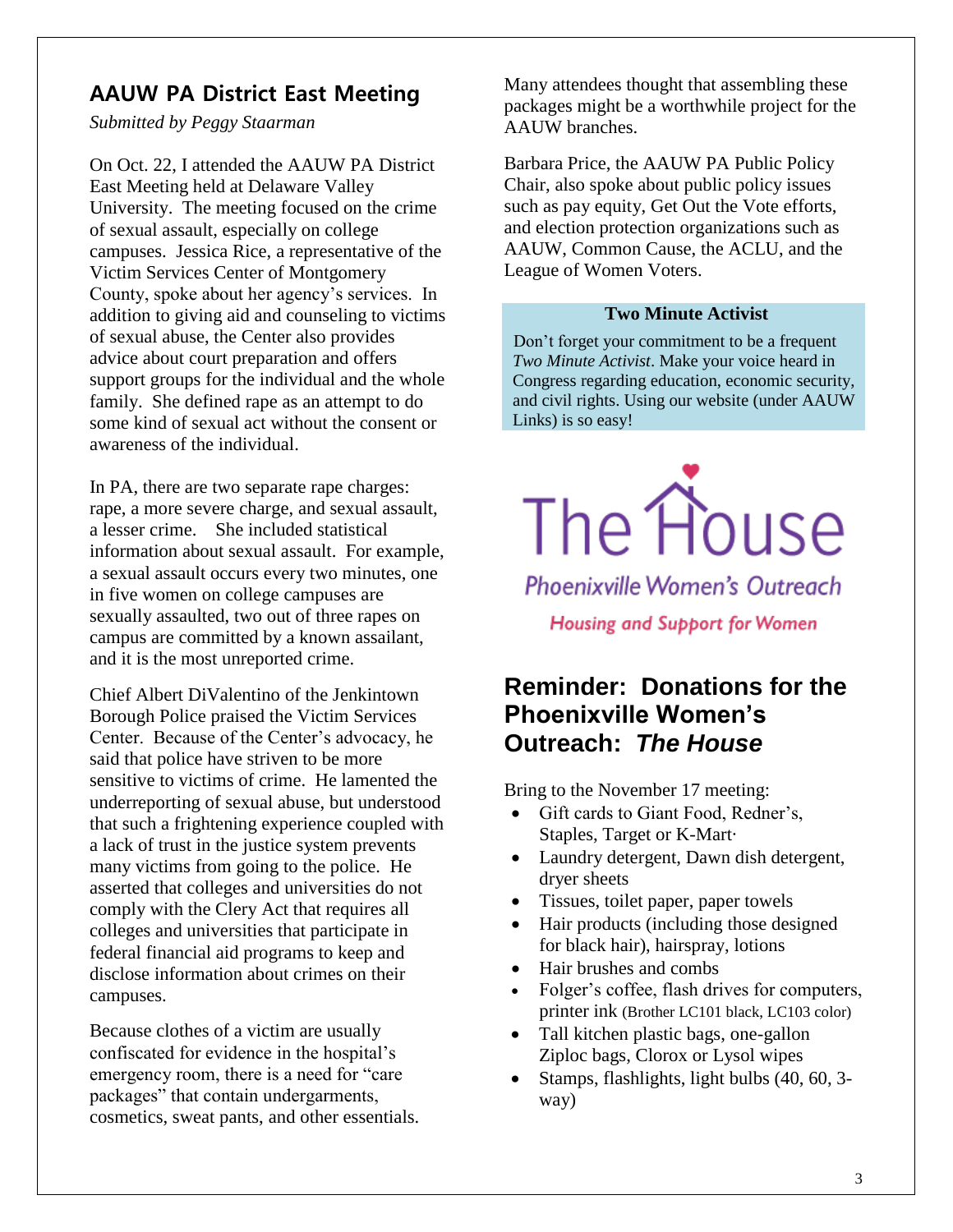## AAUW PA District East Meeting

*Submitted by Peggy Staarman*

On Oct. 22, I attended the AAUW PA District East Meeting held at Delaware Valley University. The meeting focused on the crime of sexual assault, especially on college campuses. Jessica Rice, a representative of the Victim Services Center of Montgomery County, spoke about her agency's services. In addition to giving aid and counseling to victims of sexual abuse, the Center also provides advice about court preparation and offers support groups for the individual and the whole family. She defined rape as an attempt to do some kind of sexual act without the consent or awareness of the individual.

In PA, there are two separate rape charges: rape, a more severe charge, and sexual assault, a lesser crime. She included statistical information about sexual assault. For example, a sexual assault occurs every two minutes, one in five women on college campuses are sexually assaulted, two out of three rapes on campus are committed by a known assailant, and it is the most unreported crime.

Chief Albert DiValentino of the Jenkintown Borough Police praised the Victim Services Center. Because of the Center's advocacy, he said that police have striven to be more sensitive to victims of crime. He lamented the underreporting of sexual abuse, but understood that such a frightening experience coupled with a lack of trust in the justice system prevents many victims from going to the police. He asserted that colleges and universities do not comply with the Clery Act that requires all colleges and universities that participate in federal financial aid programs to keep and disclose information about crimes on their campuses.

Because clothes of a victim are usually confiscated for evidence in the hospital's emergency room, there is a need for "care packages" that contain undergarments, cosmetics, sweat pants, and other essentials. Many attendees thought that assembling these packages might be a worthwhile project for the AAUW branches.

Barbara Price, the AAUW PA Public Policy Chair, also spoke about public policy issues such as pay equity, Get Out the Vote efforts, and election protection organizations such as AAUW, Common Cause, the ACLU, and the League of Women Voters.

**Two Minute Activist**

Don't forget your commitment to be a frequent *Two Minute Activist*. Make your voice heard in Congress regarding education, economic security, and civil rights. Using our website (under AAUW Links) is so easy!

The House
*Phoenixville Women's Outreach*
*Housing and Support for Women*

## Reminder: Donations for the Phoenixville Women's Outreach: *The House*

Bring to the November 17 meeting:

- Gift cards to Giant Food, Redner's, Staples, Target or K-Mart·
- Laundry detergent, Dawn dish detergent, dryer sheets
- Tissues, toilet paper, paper towels
- Hair products (including those designed for black hair), hairspray, lotions
- Hair brushes and combs
- Folger's coffee, flash drives for computers, printer ink (Brother LC101 black, LC103 color)
- Tall kitchen plastic bags, one-gallon Ziploc bags, Clorox or Lysol wipes
- Stamps, flashlights, light bulbs (40, 60, 3-way)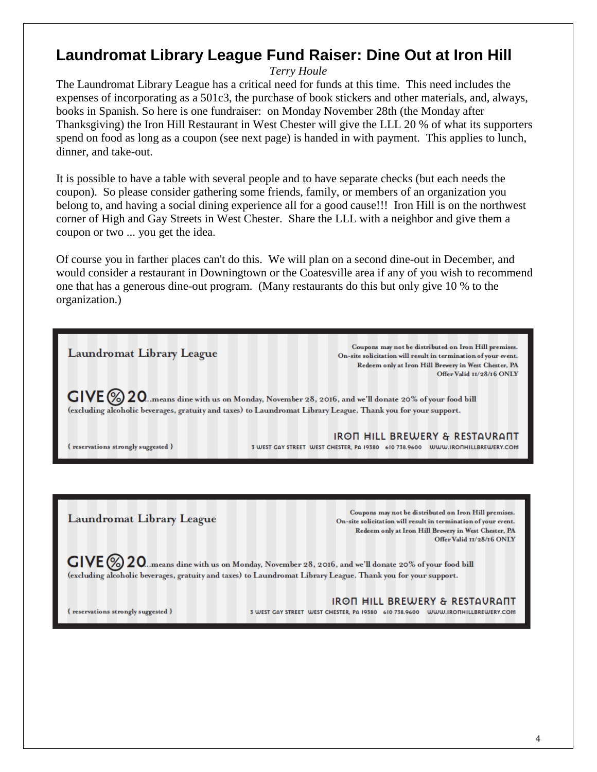## Laundromat Library League Fund Raiser: Dine Out at Iron Hill

*Terry Houle*

The Laundromat Library League has a critical need for funds at this time. This need includes the expenses of incorporating as a 501c3, the purchase of book stickers and other materials, and, always, books in Spanish. So here is one fundraiser: on Monday November 28th (the Monday after Thanksgiving) the Iron Hill Restaurant in West Chester will give the LLL 20 % of what its supporters spend on food as long as a coupon (see next page) is handed in with payment. This applies to lunch, dinner, and take-out.

It is possible to have a table with several people and to have separate checks (but each needs the coupon). So please consider gathering some friends, family, or members of an organization you belong to, and having a social dining experience all for a good cause!!! Iron Hill is on the northwest corner of High and Gay Streets in West Chester. Share the LLL with a neighbor and give them a coupon or two ... you get the idea.

Of course you in farther places can't do this. We will plan on a second dine-out in December, and would consider a restaurant in Downingtown or the Coatesville area if any of you wish to recommend one that has a generous dine-out program. (Many restaurants do this but only give 10 % to the organization.)

---

**Laundromat Library League**

Coupons may not be distributed on Iron Hill premises.
On-site solicitation will result in termination of your event.
Redeem only at Iron Hill Brewery in West Chester, PA
Offer Valid 11/28/16 ONLY

**GIVE % 20**...means dine with us on Monday, November 28, 2016, and we'll donate 20% of your food bill (excluding alcoholic beverages, gratuity and taxes) to Laundromat Library League. Thank you for your support.

( reservations strongly suggested )

**IRON HILL BREWERY & RESTAURANT**
3 WEST GAY STREET WEST CHESTER, PA 19380 610 738.9600 WWW.IRONHILLBREWERY.COM

---

**Laundromat Library League**

Coupons may not be distributed on Iron Hill premises.
On-site solicitation will result in termination of your event.
Redeem only at Iron Hill Brewery in West Chester, PA
Offer Valid 11/28/16 ONLY

**GIVE % 20**...means dine with us on Monday, November 28, 2016, and we'll donate 20% of your food bill (excluding alcoholic beverages, gratuity and taxes) to Laundromat Library League. Thank you for your support.

( reservations strongly suggested )

**IRON HILL BREWERY & RESTAURANT**
3 WEST GAY STREET WEST CHESTER, PA 19380 610 738.9600 WWW.IRONHILLBREWERY.COM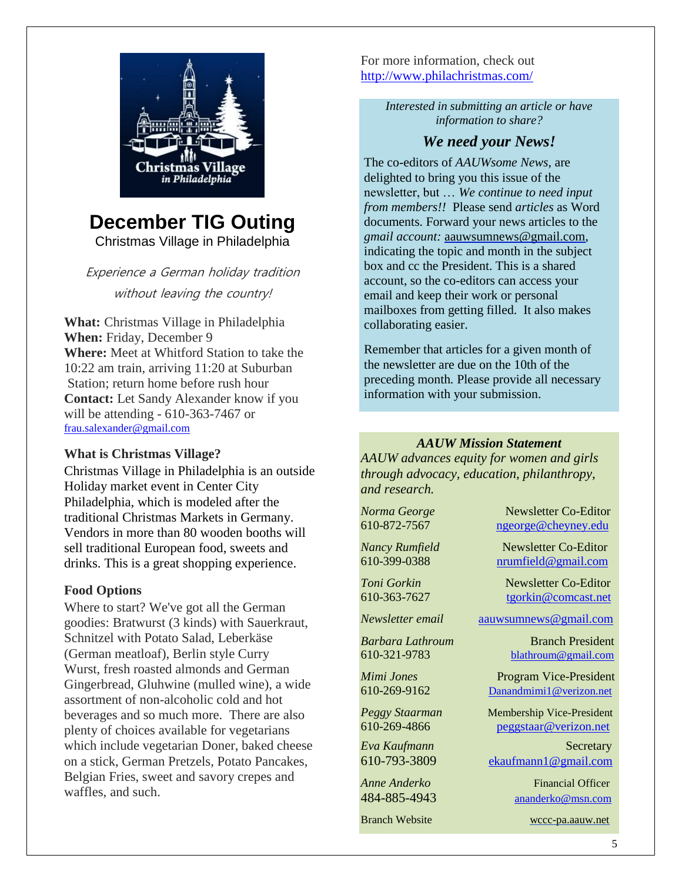# December TIG Outing

Christmas Village in Philadelphia

*Experience a German holiday tradition without leaving the country!*

**What:** Christmas Village in Philadelphia
**When:** Friday, December 9
**Where:** Meet at Whitford Station to take the 10:22 am train, arriving 11:20 at Suburban Station; return home before rush hour
**Contact:** Let Sandy Alexander know if you will be attending - 610-363-7467 or frau.salexander@gmail.com

### What is Christmas Village?

Christmas Village in Philadelphia is an outside Holiday market event in Center City Philadelphia, which is modeled after the traditional Christmas Markets in Germany. Vendors in more than 80 wooden booths will sell traditional European food, sweets and drinks. This is a great shopping experience.

### Food Options

Where to start? We've got all the German goodies: Bratwurst (3 kinds) with Sauerkraut, Schnitzel with Potato Salad, Leberkäse (German meatloaf), Berlin style Curry Wurst, fresh roasted almonds and German Gingerbread, Gluhwine (mulled wine), a wide assortment of non-alcoholic cold and hot beverages and so much more. There are also plenty of choices available for vegetarians which include vegetarian Doner, baked cheese on a stick, German Pretzels, Potato Pancakes, Belgian Fries, sweet and savory crepes and waffles, and such.

For more information, check out http://www.philachristmas.com/

*Interested in submitting an article or have information to share?*

### *We need your News!*

The co-editors of *AAUWsome News*, are delighted to bring you this issue of the newsletter, but … *We continue to need input from members!!* Please send *articles* as Word documents. Forward your news articles to the *gmail account:* aauwsumnews@gmail.com, indicating the topic and month in the subject box and cc the President. This is a shared account, so the co-editors can access your email and keep their work or personal mailboxes from getting filled. It also makes collaborating easier.

Remember that articles for a given month of the newsletter are due on the 10th of the preceding month. Please provide all necessary information with your submission.

### *AAUW Mission Statement*

*AAUW advances equity for women and girls through advocacy, education, philanthropy, and research.*

| | |
|---|---|
| *Norma George* 610-872-7567 | Newsletter Co-Editor ngeorge@cheyney.edu |
| *Nancy Rumfield* 610-399-0388 | Newsletter Co-Editor nrumfield@gmail.com |
| *Toni Gorkin* 610-363-7627 | Newsletter Co-Editor tgorkin@comcast.net |
| *Newsletter email* | aauwsumnews@gmail.com |
| *Barbara Lathroum* 610-321-9783 | Branch President blathroum@gmail.com |
| *Mimi Jones* 610-269-9162 | Program Vice-President Danandmimi1@verizon.net |
| *Peggy Staarman* 610-269-4866 | Membership Vice-President peggstaar@verizon.net |
| *Eva Kaufmann* 610-793-3809 | Secretary ekaufmann1@gmail.com |
| *Anne Anderko* 484-885-4943 | Financial Officer ananderko@msn.com |
| Branch Website | wccc-pa.aauw.net |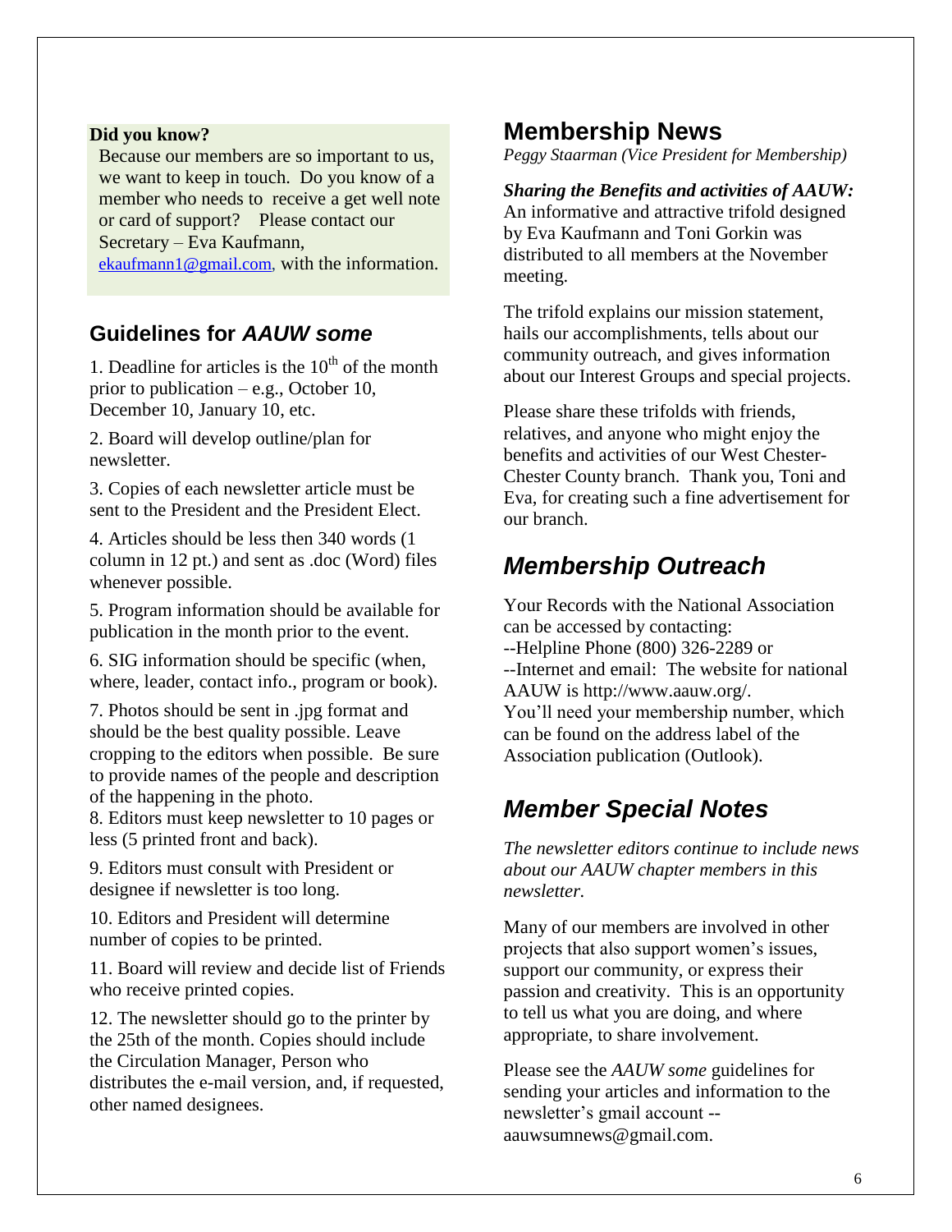**Did you know?**

Because our members are so important to us, we want to keep in touch. Do you know of a member who needs to receive a get well note or card of support? Please contact our Secretary – Eva Kaufmann, ekaufmann1@gmail.com, with the information.

## Guidelines for *AAUW some*

1. Deadline for articles is the 10th of the month prior to publication – e.g., October 10, December 10, January 10, etc.

2. Board will develop outline/plan for newsletter.

3. Copies of each newsletter article must be sent to the President and the President Elect.

4. Articles should be less then 340 words (1 column in 12 pt.) and sent as .doc (Word) files whenever possible.

5. Program information should be available for publication in the month prior to the event.

6. SIG information should be specific (when, where, leader, contact info., program or book).

7. Photos should be sent in .jpg format and should be the best quality possible. Leave cropping to the editors when possible. Be sure to provide names of the people and description of the happening in the photo.

8. Editors must keep newsletter to 10 pages or less (5 printed front and back).

9. Editors must consult with President or designee if newsletter is too long.

10. Editors and President will determine number of copies to be printed.

11. Board will review and decide list of Friends who receive printed copies.

12. The newsletter should go to the printer by the 25th of the month. Copies should include the Circulation Manager, Person who distributes the e-mail version, and, if requested, other named designees.

## Membership News

*Peggy Staarman (Vice President for Membership)*

***Sharing the Benefits and activities of AAUW:*** An informative and attractive trifold designed by Eva Kaufmann and Toni Gorkin was distributed to all members at the November meeting.

The trifold explains our mission statement, hails our accomplishments, tells about our community outreach, and gives information about our Interest Groups and special projects.

Please share these trifolds with friends, relatives, and anyone who might enjoy the benefits and activities of our West Chester-Chester County branch. Thank you, Toni and Eva, for creating such a fine advertisement for our branch.

## *Membership Outreach*

Your Records with the National Association can be accessed by contacting:
--Helpline Phone (800) 326-2289 or
--Internet and email: The website for national AAUW is http://www.aauw.org/.
You'll need your membership number, which can be found on the address label of the Association publication (Outlook).

## *Member Special Notes*

*The newsletter editors continue to include news about our AAUW chapter members in this newsletter.*

Many of our members are involved in other projects that also support women's issues, support our community, or express their passion and creativity. This is an opportunity to tell us what you are doing, and where appropriate, to share involvement.

Please see the *AAUW some* guidelines for sending your articles and information to the newsletter's gmail account -- aauwsumnews@gmail.com.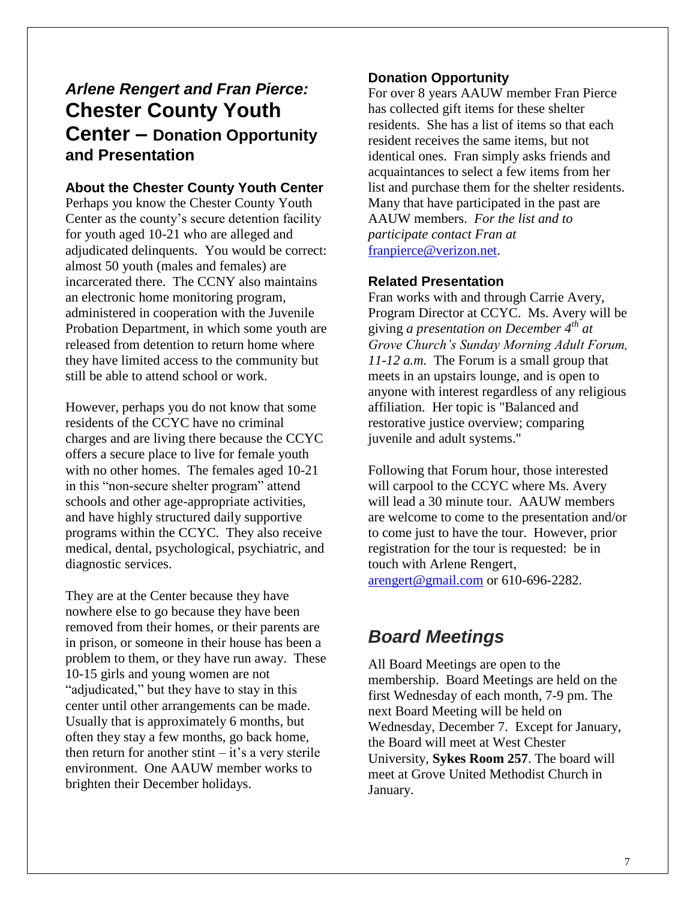## *Arlene Rengert and Fran Pierce:* Chester County Youth Center – Donation Opportunity and Presentation

### About the Chester County Youth Center

Perhaps you know the Chester County Youth Center as the county's secure detention facility for youth aged 10-21 who are alleged and adjudicated delinquents. You would be correct: almost 50 youth (males and females) are incarcerated there. The CCNY also maintains an electronic home monitoring program, administered in cooperation with the Juvenile Probation Department, in which some youth are released from detention to return home where they have limited access to the community but still be able to attend school or work.

However, perhaps you do not know that some residents of the CCYC have no criminal charges and are living there because the CCYC offers a secure place to live for female youth with no other homes. The females aged 10-21 in this "non-secure shelter program" attend schools and other age-appropriate activities, and have highly structured daily supportive programs within the CCYC. They also receive medical, dental, psychological, psychiatric, and diagnostic services.

They are at the Center because they have nowhere else to go because they have been removed from their homes, or their parents are in prison, or someone in their house has been a problem to them, or they have run away. These 10-15 girls and young women are not "adjudicated," but they have to stay in this center until other arrangements can be made. Usually that is approximately 6 months, but often they stay a few months, go back home, then return for another stint – it's a very sterile environment. One AAUW member works to brighten their December holidays.

### Donation Opportunity

For over 8 years AAUW member Fran Pierce has collected gift items for these shelter residents. She has a list of items so that each resident receives the same items, but not identical ones. Fran simply asks friends and acquaintances to select a few items from her list and purchase them for the shelter residents. Many that have participated in the past are AAUW members. *For the list and to participate contact Fran at* franpierce@verizon.net.

### Related Presentation

Fran works with and through Carrie Avery, Program Director at CCYC. Ms. Avery will be giving *a presentation on December 4th at Grove Church's Sunday Morning Adult Forum, 11-12 a.m.* The Forum is a small group that meets in an upstairs lounge, and is open to anyone with interest regardless of any religious affiliation. Her topic is "Balanced and restorative justice overview; comparing juvenile and adult systems."

Following that Forum hour, those interested will carpool to the CCYC where Ms. Avery will lead a 30 minute tour. AAUW members are welcome to come to the presentation and/or to come just to have the tour. However, prior registration for the tour is requested: be in touch with Arlene Rengert, arengert@gmail.com or 610-696-2282.

## *Board Meetings*

All Board Meetings are open to the membership. Board Meetings are held on the first Wednesday of each month, 7-9 pm. The next Board Meeting will be held on Wednesday, December 7. Except for January, the Board will meet at West Chester University, **Sykes Room 257**. The board will meet at Grove United Methodist Church in January.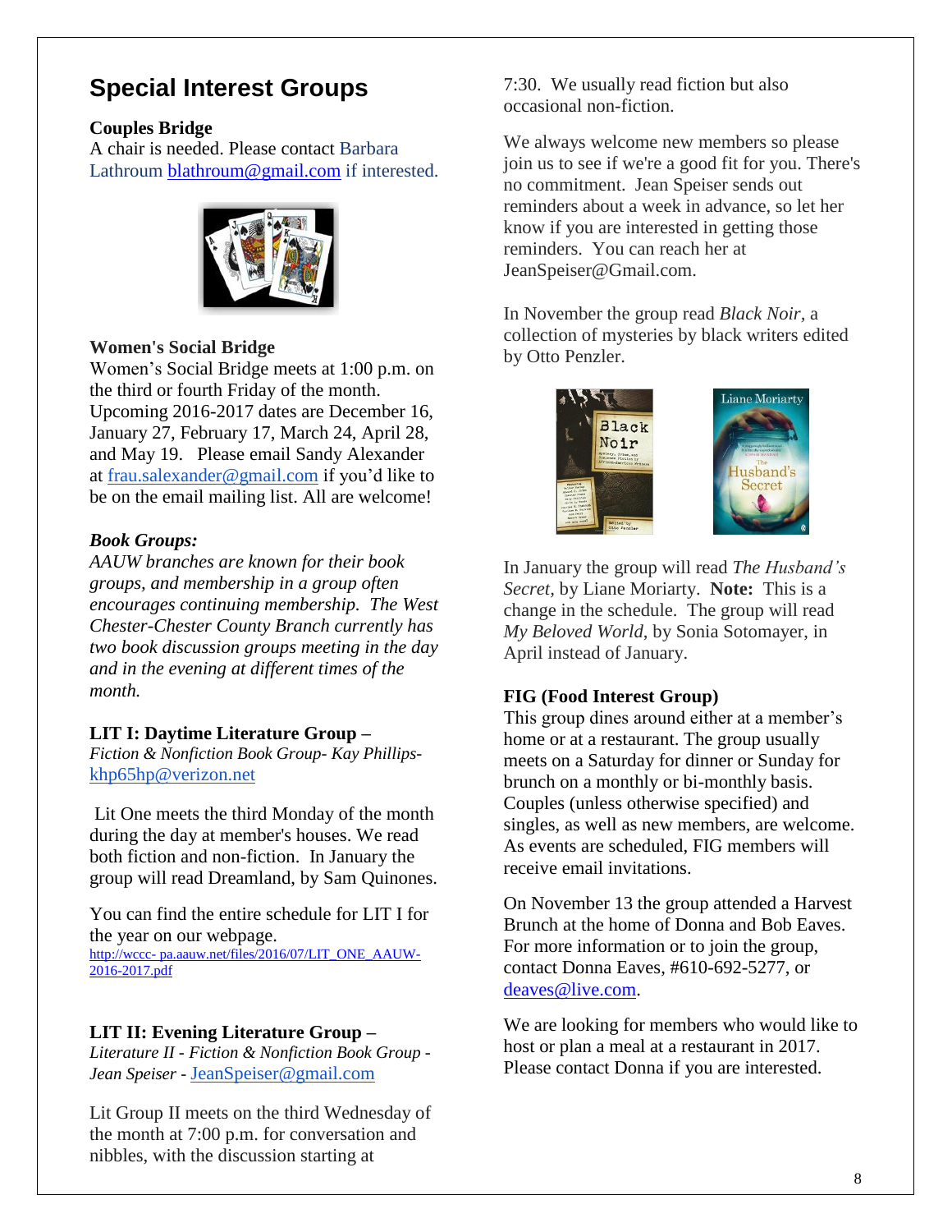## Special Interest Groups

**Couples Bridge**
A chair is needed. Please contact Barbara Lathroum blathroum@gmail.com if interested.

**Women's Social Bridge**
Women's Social Bridge meets at 1:00 p.m. on the third or fourth Friday of the month. Upcoming 2016-2017 dates are December 16, January 27, February 17, March 24, April 28, and May 19. Please email Sandy Alexander at frau.salexander@gmail.com if you'd like to be on the email mailing list. All are welcome!

***Book Groups:***
*AAUW branches are known for their book groups, and membership in a group often encourages continuing membership. The West Chester-Chester County Branch currently has two book discussion groups meeting in the day and in the evening at different times of the month.*

**LIT I: Daytime Literature Group –**
*Fiction & Nonfiction Book Group- Kay Phillips-* khp65hp@verizon.net

Lit One meets the third Monday of the month during the day at member's houses. We read both fiction and non-fiction. In January the group will read Dreamland, by Sam Quinones.

You can find the entire schedule for LIT I for the year on our webpage.
http://wccc- pa.aauw.net/files/2016/07/LIT_ONE_AAUW-2016-2017.pdf

**LIT II: Evening Literature Group –**
*Literature II - Fiction & Nonfiction Book Group - Jean Speiser -* JeanSpeiser@gmail.com

Lit Group II meets on the third Wednesday of the month at 7:00 p.m. for conversation and nibbles, with the discussion starting at 7:30. We usually read fiction but also occasional non-fiction.

We always welcome new members so please join us to see if we're a good fit for you. There's no commitment. Jean Speiser sends out reminders about a week in advance, so let her know if you are interested in getting those reminders. You can reach her at JeanSpeiser@Gmail.com.

In November the group read *Black Noir*, a collection of mysteries by black writers edited by Otto Penzler.

In January the group will read *The Husband's Secret*, by Liane Moriarty. **Note:** This is a change in the schedule. The group will read *My Beloved World*, by Sonia Sotomayer, in April instead of January.

**FIG (Food Interest Group)**
This group dines around either at a member's home or at a restaurant. The group usually meets on a Saturday for dinner or Sunday for brunch on a monthly or bi-monthly basis. Couples (unless otherwise specified) and singles, as well as new members, are welcome. As events are scheduled, FIG members will receive email invitations.

On November 13 the group attended a Harvest Brunch at the home of Donna and Bob Eaves. For more information or to join the group, contact Donna Eaves, #610-692-5277, or deaves@live.com.

We are looking for members who would like to host or plan a meal at a restaurant in 2017. Please contact Donna if you are interested.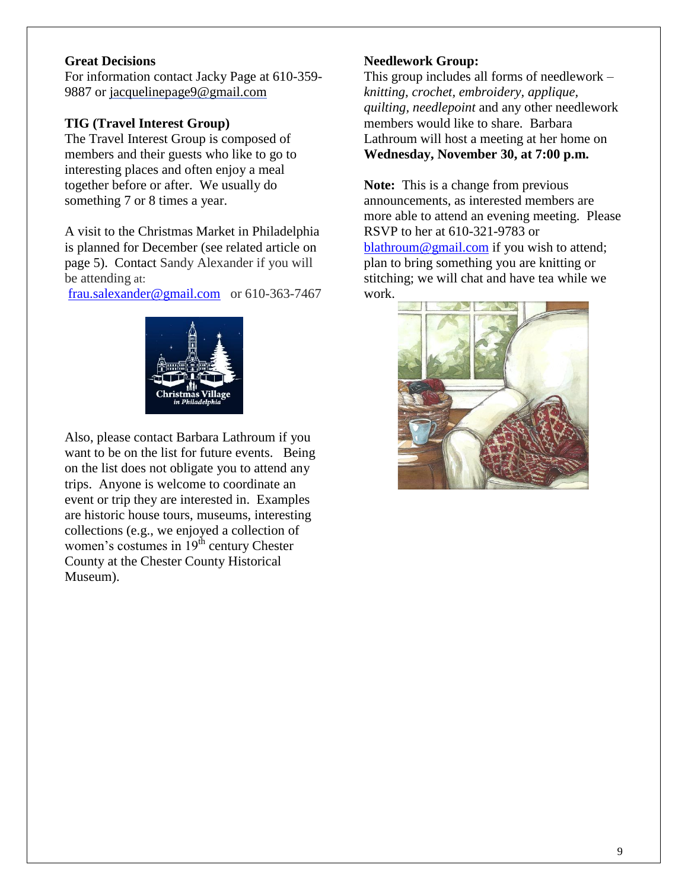**Great Decisions**

For information contact Jacky Page at 610-359-9887 or jacquelinepage9@gmail.com

**TIG (Travel Interest Group)**

The Travel Interest Group is composed of members and their guests who like to go to interesting places and often enjoy a meal together before or after. We usually do something 7 or 8 times a year.

A visit to the Christmas Market in Philadelphia is planned for December (see related article on page 5). Contact Sandy Alexander if you will be attending at: frau.salexander@gmail.com or 610-363-7467

Also, please contact Barbara Lathroum if you want to be on the list for future events. Being on the list does not obligate you to attend any trips. Anyone is welcome to coordinate an event or trip they are interested in. Examples are historic house tours, museums, interesting collections (e.g., we enjoyed a collection of women's costumes in 19th century Chester County at the Chester County Historical Museum).

**Needlework Group:**

This group includes all forms of needlework – *knitting, crochet, embroidery, applique, quilting, needlepoint* and any other needlework members would like to share. Barbara Lathroum will host a meeting at her home on **Wednesday, November 30, at 7:00 p.m.**

**Note:** This is a change from previous announcements, as interested members are more able to attend an evening meeting. Please RSVP to her at 610-321-9783 or blathroum@gmail.com if you wish to attend; plan to bring something you are knitting or stitching; we will chat and have tea while we work.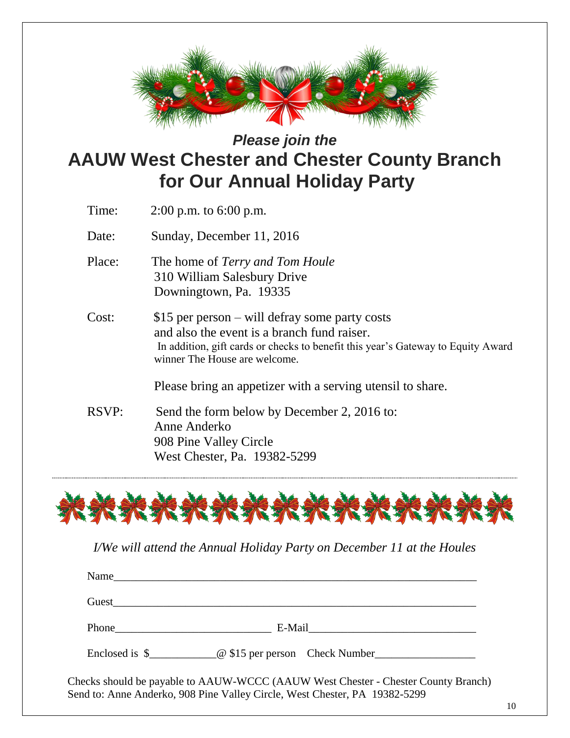*Please join the*

# AAUW West Chester and Chester County Branch for Our Annual Holiday Party

Time: 2:00 p.m. to 6:00 p.m.

Date: Sunday, December 11, 2016

Place: The home of *Terry and Tom Houle*
310 William Salesbury Drive
Downingtown, Pa. 19335

Cost: $15 per person – will defray some party costs and also the event is a branch fund raiser.
In addition, gift cards or checks to benefit this year's Gateway to Equity Award winner The House are welcome.

Please bring an appetizer with a serving utensil to share.

RSVP: Send the form below by December 2, 2016 to:
Anne Anderko
908 Pine Valley Circle
West Chester, Pa. 19382-5299

---

*I/We will attend the Annual Holiday Party on December 11 at the Houles*

Name_______________________________________________________________

Guest_______________________________________________________________

Phone____________________________ E-Mail______________________________

Enclosed is $___________@ $15 per person Check Number_________________

Checks should be payable to AAUW-WCCC (AAUW West Chester - Chester County Branch)
Send to: Anne Anderko, 908 Pine Valley Circle, West Chester, PA 19382-5299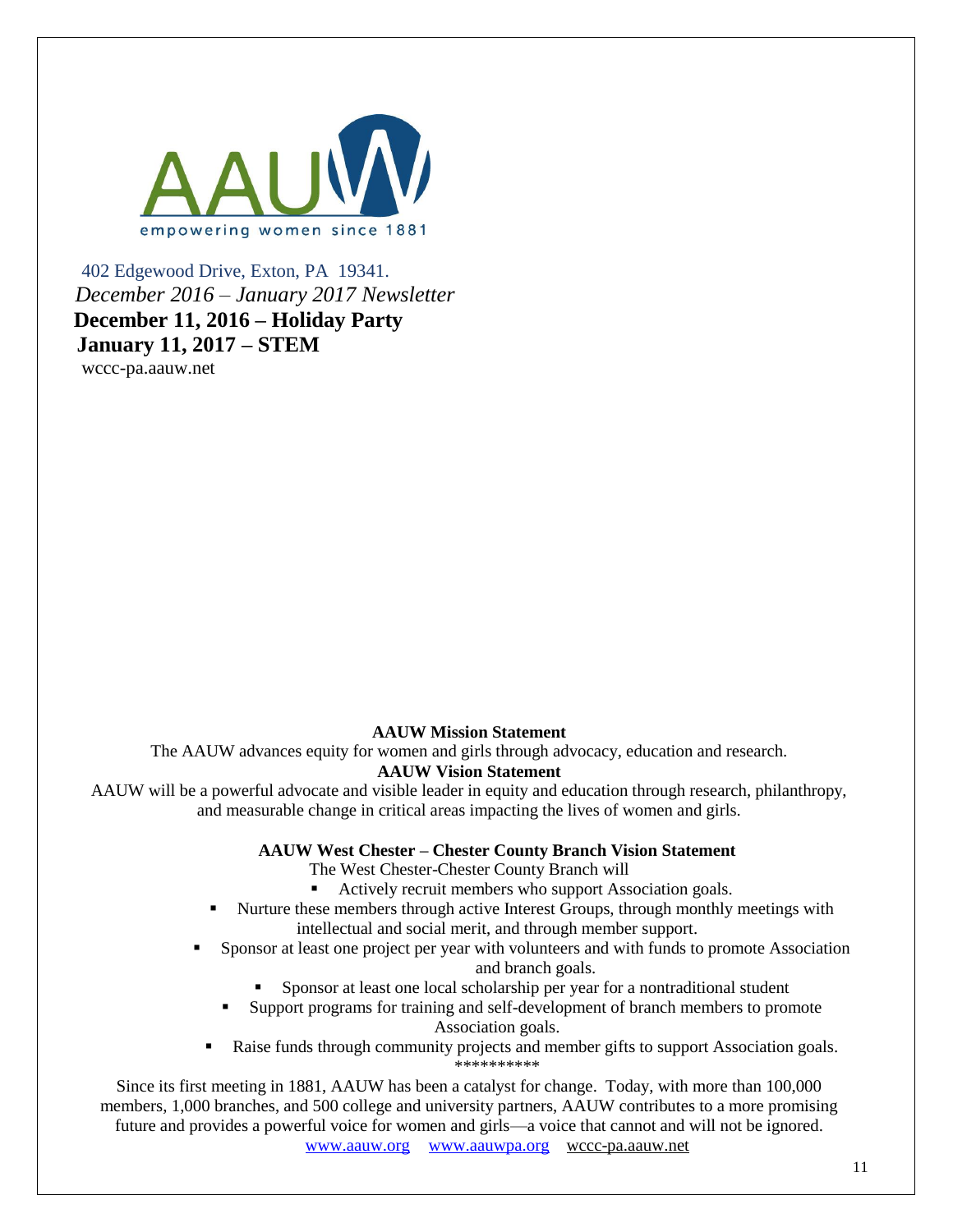AAUW

empowering women since 1881

402 Edgewood Drive, Exton, PA 19341.

*December 2016 – January 2017 Newsletter*

**December 11, 2016 – Holiday Party**

**January 11, 2017 – STEM**

wccc-pa.aauw.net

**AAUW Mission Statement**

The AAUW advances equity for women and girls through advocacy, education and research.

**AAUW Vision Statement**

AAUW will be a powerful advocate and visible leader in equity and education through research, philanthropy, and measurable change in critical areas impacting the lives of women and girls.

**AAUW West Chester – Chester County Branch Vision Statement**

The West Chester-Chester County Branch will

- Actively recruit members who support Association goals.
- Nurture these members through active Interest Groups, through monthly meetings with intellectual and social merit, and through member support.
- Sponsor at least one project per year with volunteers and with funds to promote Association and branch goals.
- Sponsor at least one local scholarship per year for a nontraditional student
- Support programs for training and self-development of branch members to promote Association goals.
- Raise funds through community projects and member gifts to support Association goals.

**********

Since its first meeting in 1881, AAUW has been a catalyst for change. Today, with more than 100,000 members, 1,000 branches, and 500 college and university partners, AAUW contributes to a more promising future and provides a powerful voice for women and girls—a voice that cannot and will not be ignored.

www.aauw.org  www.aauwpa.org  wccc-pa.aauw.net